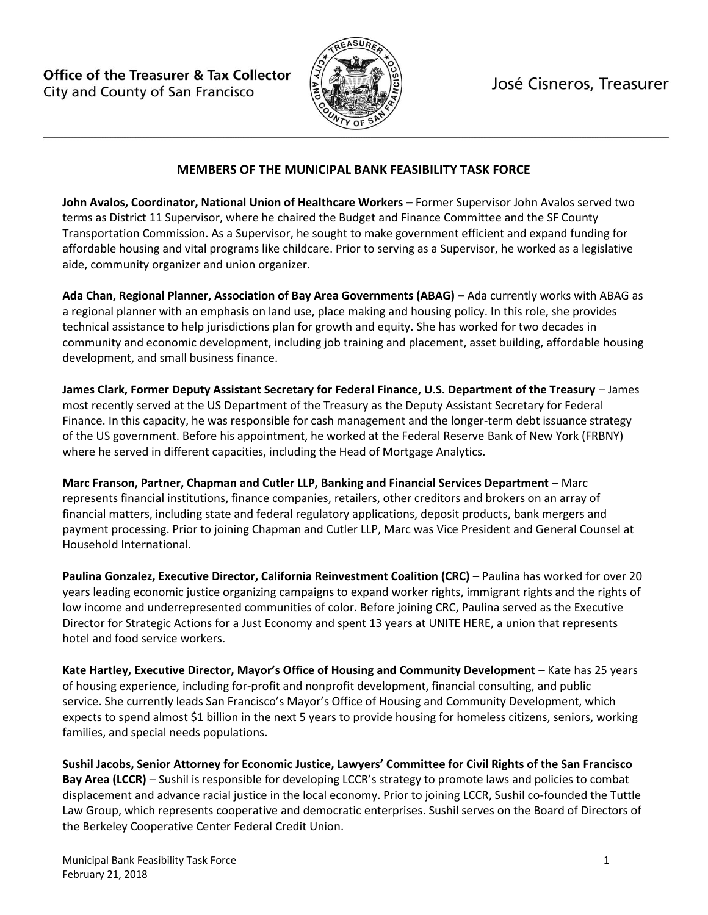Office of the Treasurer & Tax Collector
City and County of San Francisco

José Cisneros, Treasurer

## MEMBERS OF THE MUNICIPAL BANK FEASIBILITY TASK FORCE

**John Avalos, Coordinator, National Union of Healthcare Workers –** Former Supervisor John Avalos served two terms as District 11 Supervisor, where he chaired the Budget and Finance Committee and the SF County Transportation Commission. As a Supervisor, he sought to make government efficient and expand funding for affordable housing and vital programs like childcare. Prior to serving as a Supervisor, he worked as a legislative aide, community organizer and union organizer.

**Ada Chan, Regional Planner, Association of Bay Area Governments (ABAG) –** Ada currently works with ABAG as a regional planner with an emphasis on land use, place making and housing policy. In this role, she provides technical assistance to help jurisdictions plan for growth and equity. She has worked for two decades in community and economic development, including job training and placement, asset building, affordable housing development, and small business finance.

**James Clark, Former Deputy Assistant Secretary for Federal Finance, U.S. Department of the Treasury** – James most recently served at the US Department of the Treasury as the Deputy Assistant Secretary for Federal Finance. In this capacity, he was responsible for cash management and the longer-term debt issuance strategy of the US government. Before his appointment, he worked at the Federal Reserve Bank of New York (FRBNY) where he served in different capacities, including the Head of Mortgage Analytics.

**Marc Franson, Partner, Chapman and Cutler LLP, Banking and Financial Services Department** – Marc represents financial institutions, finance companies, retailers, other creditors and brokers on an array of financial matters, including state and federal regulatory applications, deposit products, bank mergers and payment processing. Prior to joining Chapman and Cutler LLP, Marc was Vice President and General Counsel at Household International.

**Paulina Gonzalez, Executive Director, California Reinvestment Coalition (CRC)** – Paulina has worked for over 20 years leading economic justice organizing campaigns to expand worker rights, immigrant rights and the rights of low income and underrepresented communities of color. Before joining CRC, Paulina served as the Executive Director for Strategic Actions for a Just Economy and spent 13 years at UNITE HERE, a union that represents hotel and food service workers.

**Kate Hartley, Executive Director, Mayor's Office of Housing and Community Development** – Kate has 25 years of housing experience, including for-profit and nonprofit development, financial consulting, and public service. She currently leads San Francisco's Mayor's Office of Housing and Community Development, which expects to spend almost $1 billion in the next 5 years to provide housing for homeless citizens, seniors, working families, and special needs populations.

**Sushil Jacobs, Senior Attorney for Economic Justice, Lawyers' Committee for Civil Rights of the San Francisco Bay Area (LCCR)** – Sushil is responsible for developing LCCR's strategy to promote laws and policies to combat displacement and advance racial justice in the local economy. Prior to joining LCCR, Sushil co-founded the Tuttle Law Group, which represents cooperative and democratic enterprises. Sushil serves on the Board of Directors of the Berkeley Cooperative Center Federal Credit Union.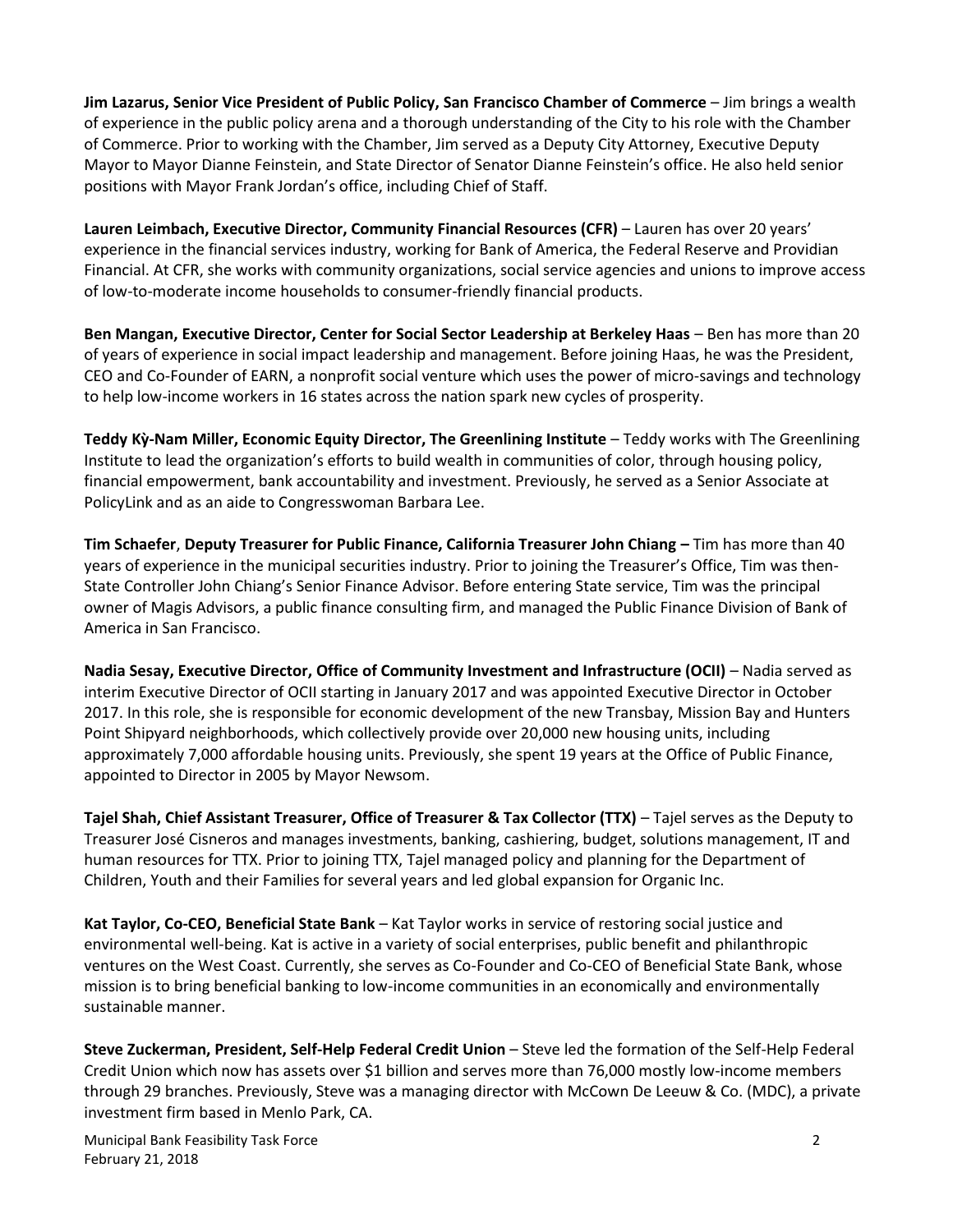**Jim Lazarus, Senior Vice President of Public Policy, San Francisco Chamber of Commerce** – Jim brings a wealth of experience in the public policy arena and a thorough understanding of the City to his role with the Chamber of Commerce. Prior to working with the Chamber, Jim served as a Deputy City Attorney, Executive Deputy Mayor to Mayor Dianne Feinstein, and State Director of Senator Dianne Feinstein's office. He also held senior positions with Mayor Frank Jordan's office, including Chief of Staff.

**Lauren Leimbach, Executive Director, Community Financial Resources (CFR)** – Lauren has over 20 years' experience in the financial services industry, working for Bank of America, the Federal Reserve and Providian Financial. At CFR, she works with community organizations, social service agencies and unions to improve access of low-to-moderate income households to consumer-friendly financial products.

**Ben Mangan, Executive Director, Center for Social Sector Leadership at Berkeley Haas** – Ben has more than 20 of years of experience in social impact leadership and management. Before joining Haas, he was the President, CEO and Co-Founder of EARN, a nonprofit social venture which uses the power of micro-savings and technology to help low-income workers in 16 states across the nation spark new cycles of prosperity.

**Teddy Kỳ-Nam Miller, Economic Equity Director, The Greenlining Institute** – Teddy works with The Greenlining Institute to lead the organization's efforts to build wealth in communities of color, through housing policy, financial empowerment, bank accountability and investment. Previously, he served as a Senior Associate at PolicyLink and as an aide to Congresswoman Barbara Lee.

**Tim Schaefer**, **Deputy Treasurer for Public Finance, California Treasurer John Chiang –** Tim has more than 40 years of experience in the municipal securities industry. Prior to joining the Treasurer's Office, Tim was then-State Controller John Chiang's Senior Finance Advisor. Before entering State service, Tim was the principal owner of Magis Advisors, a public finance consulting firm, and managed the Public Finance Division of Bank of America in San Francisco.

**Nadia Sesay, Executive Director, Office of Community Investment and Infrastructure (OCII)** – Nadia served as interim Executive Director of OCII starting in January 2017 and was appointed Executive Director in October 2017. In this role, she is responsible for economic development of the new Transbay, Mission Bay and Hunters Point Shipyard neighborhoods, which collectively provide over 20,000 new housing units, including approximately 7,000 affordable housing units. Previously, she spent 19 years at the Office of Public Finance, appointed to Director in 2005 by Mayor Newsom.

**Tajel Shah, Chief Assistant Treasurer, Office of Treasurer & Tax Collector (TTX)** – Tajel serves as the Deputy to Treasurer José Cisneros and manages investments, banking, cashiering, budget, solutions management, IT and human resources for TTX. Prior to joining TTX, Tajel managed policy and planning for the Department of Children, Youth and their Families for several years and led global expansion for Organic Inc.

**Kat Taylor, Co-CEO, Beneficial State Bank** – Kat Taylor works in service of restoring social justice and environmental well-being. Kat is active in a variety of social enterprises, public benefit and philanthropic ventures on the West Coast. Currently, she serves as Co-Founder and Co-CEO of Beneficial State Bank, whose mission is to bring beneficial banking to low-income communities in an economically and environmentally sustainable manner.

**Steve Zuckerman, President, Self-Help Federal Credit Union** – Steve led the formation of the Self-Help Federal Credit Union which now has assets over $1 billion and serves more than 76,000 mostly low-income members through 29 branches. Previously, Steve was a managing director with McCown De Leeuw & Co. (MDC), a private investment firm based in Menlo Park, CA.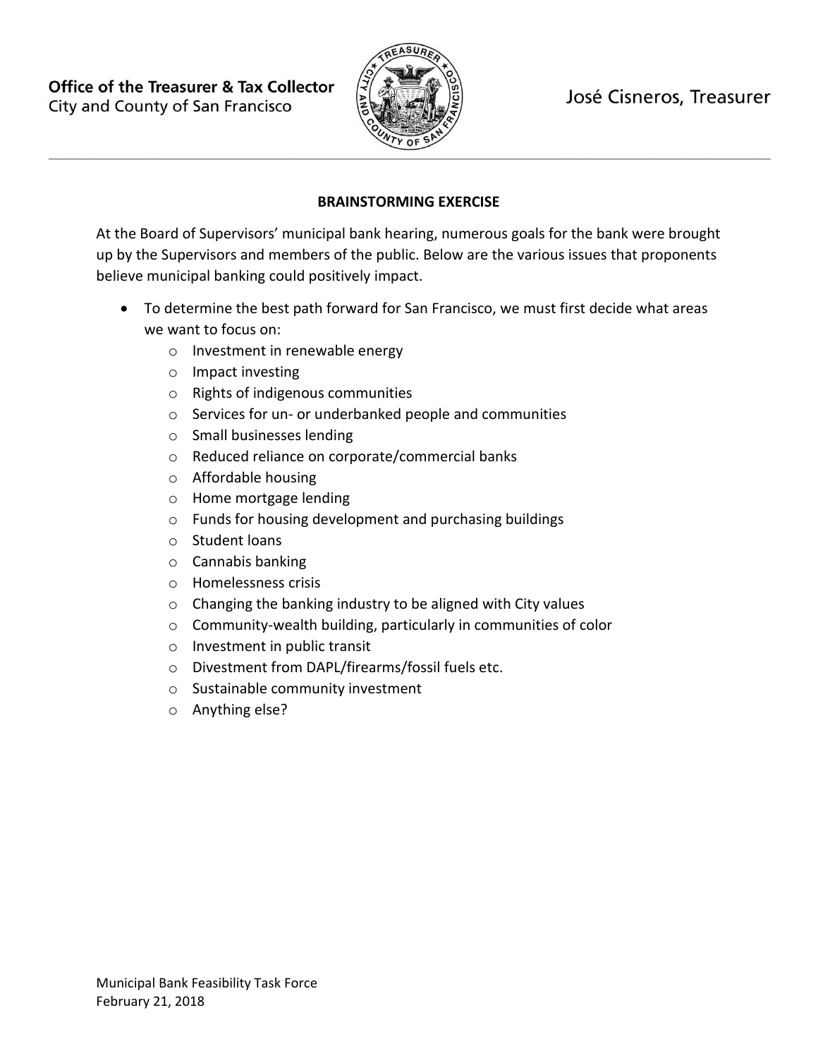Office of the Treasurer & Tax Collector
City and County of San Francisco

José Cisneros, Treasurer

## BRAINSTORMING EXERCISE

At the Board of Supervisors' municipal bank hearing, numerous goals for the bank were brought up by the Supervisors and members of the public. Below are the various issues that proponents believe municipal banking could positively impact.

- To determine the best path forward for San Francisco, we must first decide what areas we want to focus on:
  - Investment in renewable energy
  - Impact investing
  - Rights of indigenous communities
  - Services for un- or underbanked people and communities
  - Small businesses lending
  - Reduced reliance on corporate/commercial banks
  - Affordable housing
  - Home mortgage lending
  - Funds for housing development and purchasing buildings
  - Student loans
  - Cannabis banking
  - Homelessness crisis
  - Changing the banking industry to be aligned with City values
  - Community-wealth building, particularly in communities of color
  - Investment in public transit
  - Divestment from DAPL/firearms/fossil fuels etc.
  - Sustainable community investment
  - Anything else?

Municipal Bank Feasibility Task Force
February 21, 2018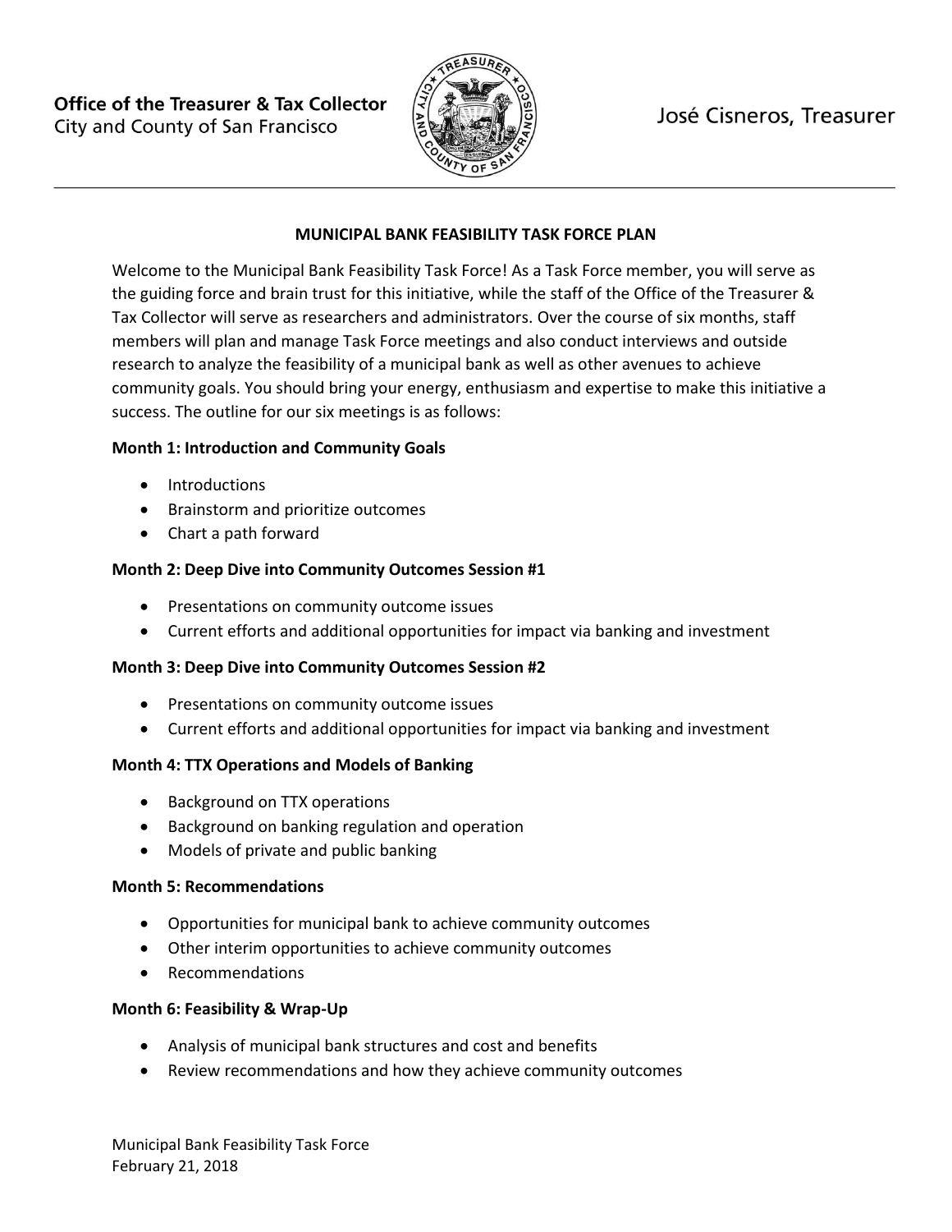Office of the Treasurer & Tax Collector
City and County of San Francisco

José Cisneros, Treasurer

# MUNICIPAL BANK FEASIBILITY TASK FORCE PLAN

Welcome to the Municipal Bank Feasibility Task Force! As a Task Force member, you will serve as the guiding force and brain trust for this initiative, while the staff of the Office of the Treasurer & Tax Collector will serve as researchers and administrators. Over the course of six months, staff members will plan and manage Task Force meetings and also conduct interviews and outside research to analyze the feasibility of a municipal bank as well as other avenues to achieve community goals. You should bring your energy, enthusiasm and expertise to make this initiative a success. The outline for our six meetings is as follows:

**Month 1: Introduction and Community Goals**

- Introductions
- Brainstorm and prioritize outcomes
- Chart a path forward

**Month 2: Deep Dive into Community Outcomes Session #1**

- Presentations on community outcome issues
- Current efforts and additional opportunities for impact via banking and investment

**Month 3: Deep Dive into Community Outcomes Session #2**

- Presentations on community outcome issues
- Current efforts and additional opportunities for impact via banking and investment

**Month 4: TTX Operations and Models of Banking**

- Background on TTX operations
- Background on banking regulation and operation
- Models of private and public banking

**Month 5: Recommendations**

- Opportunities for municipal bank to achieve community outcomes
- Other interim opportunities to achieve community outcomes
- Recommendations

**Month 6: Feasibility & Wrap-Up**

- Analysis of municipal bank structures and cost and benefits
- Review recommendations and how they achieve community outcomes

Municipal Bank Feasibility Task Force
February 21, 2018